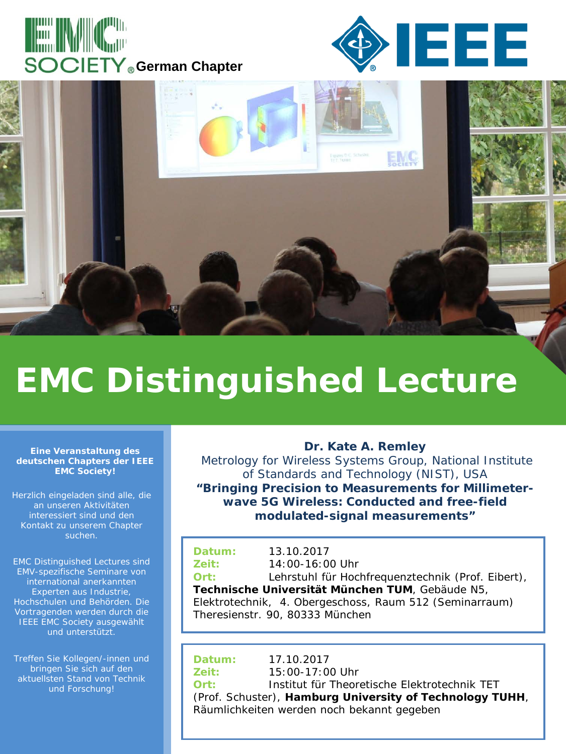EMC SOCIETY German Chapter

IEEE

# EMC Distinguished Lecture

**Eine Veranstaltung des deutschen Chapters der IEEE EMC Society!**

Herzlich eingeladen sind alle, die an unseren Aktivitäten interessiert sind und den Kontakt zu unserem Chapter suchen.

EMC Distinguished Lectures sind EMV-spezifische Seminare von international anerkannten Experten aus Industrie, Hochschulen und Behörden. Die Vortragenden werden durch die IEEE EMC Society ausgewählt und unterstützt.

Treffen Sie Kollegen/-innen und bringen Sie sich auf den aktuellsten Stand von Technik und Forschung!

**Dr. Kate A. Remley**

Metrology for Wireless Systems Group, National Institute of Standards and Technology (NIST), USA

**“Bringing Precision to Measurements for Millimeter-wave 5G Wireless: Conducted and free-field modulated-signal measurements”**

**Datum:** 13.10.2017
**Zeit:** 14:00-16:00 Uhr
**Ort:** Lehrstuhl für Hochfrequenztechnik (Prof. Eibert), **Technische Universität München TUM**, Gebäude N5, Elektrotechnik, 4. Obergeschoss, Raum 512 (Seminarraum) Theresienstr. 90, 80333 München

**Datum:** 17.10.2017
**Zeit:** 15:00-17:00 Uhr
**Ort:** Institut für Theoretische Elektrotechnik TET (Prof. Schuster), **Hamburg University of Technology TUHH**, Räumlichkeiten werden noch bekannt gegeben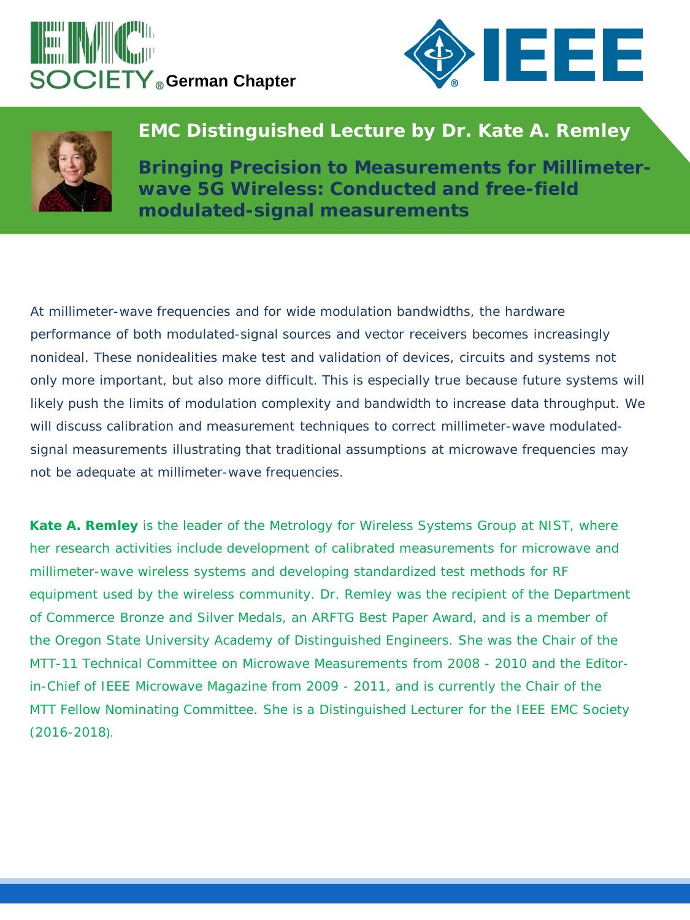EMC SOCIETY German Chapter

IEEE

# EMC Distinguished Lecture by Dr. Kate A. Remley

## Bringing Precision to Measurements for Millimeter-wave 5G Wireless: Conducted and free-field modulated-signal measurements

At millimeter-wave frequencies and for wide modulation bandwidths, the hardware performance of both modulated-signal sources and vector receivers becomes increasingly nonideal. These nonidealities make test and validation of devices, circuits and systems not only more important, but also more difficult. This is especially true because future systems will likely push the limits of modulation complexity and bandwidth to increase data throughput. We will discuss calibration and measurement techniques to correct millimeter-wave modulated-signal measurements illustrating that traditional assumptions at microwave frequencies may not be adequate at millimeter-wave frequencies.

**Kate A. Remley** is the leader of the Metrology for Wireless Systems Group at NIST, where her research activities include development of calibrated measurements for microwave and millimeter-wave wireless systems and developing standardized test methods for RF equipment used by the wireless community. Dr. Remley was the recipient of the Department of Commerce Bronze and Silver Medals, an ARFTG Best Paper Award, and is a member of the Oregon State University Academy of Distinguished Engineers. She was the Chair of the MTT-11 Technical Committee on Microwave Measurements from 2008 - 2010 and the Editor-in-Chief of IEEE Microwave Magazine from 2009 - 2011, and is currently the Chair of the MTT Fellow Nominating Committee. She is a Distinguished Lecturer for the IEEE EMC Society (2016-2018).